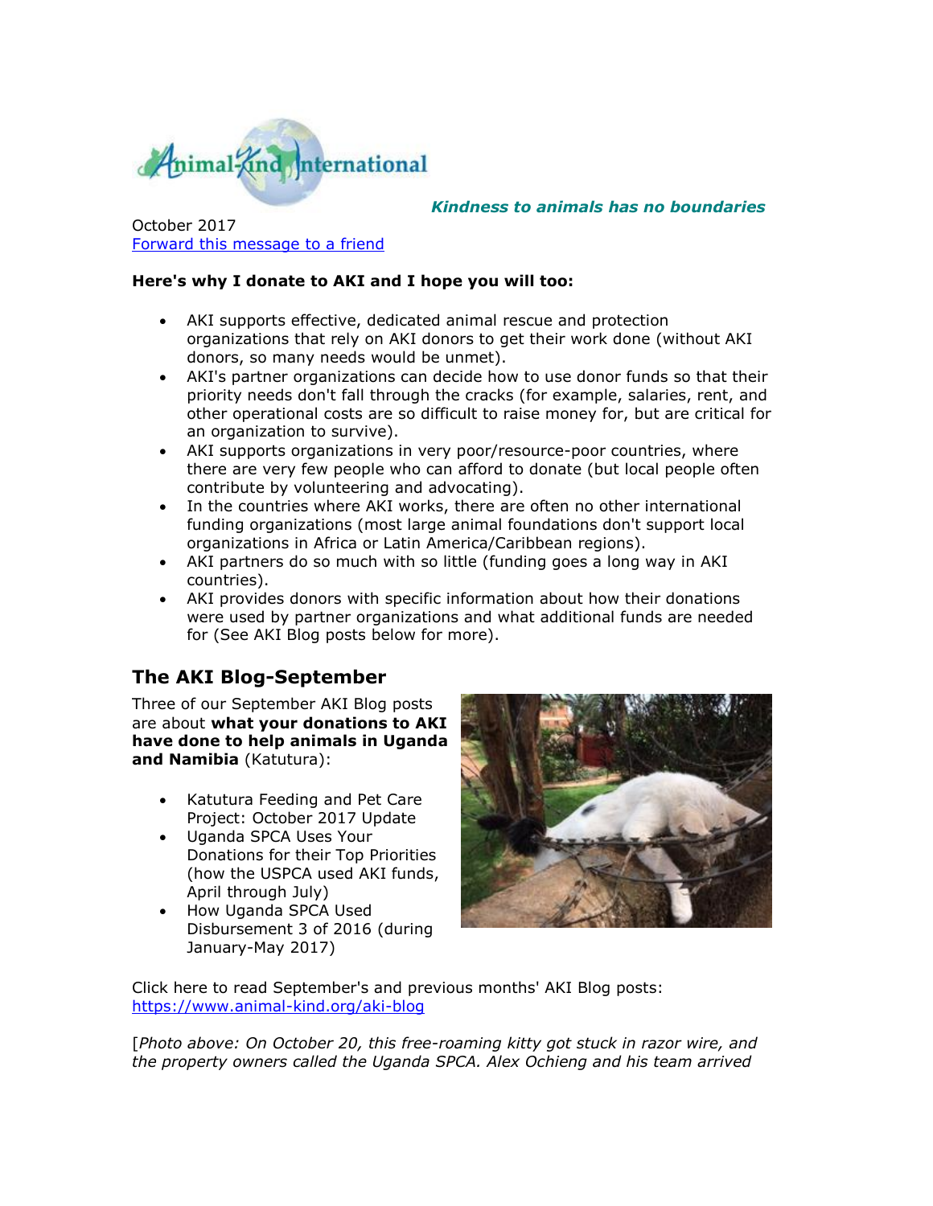*Kindness to animals has no boundaries*

October 2017
[Forward this message to a friend]

**Here's why I donate to AKI and I hope you will too:**

- AKI supports effective, dedicated animal rescue and protection organizations that rely on AKI donors to get their work done (without AKI donors, so many needs would be unmet).
- AKI's partner organizations can decide how to use donor funds so that their priority needs don't fall through the cracks (for example, salaries, rent, and other operational costs are so difficult to raise money for, but are critical for an organization to survive).
- AKI supports organizations in very poor/resource-poor countries, where there are very few people who can afford to donate (but local people often contribute by volunteering and advocating).
- In the countries where AKI works, there are often no other international funding organizations (most large animal foundations don't support local organizations in Africa or Latin America/Caribbean regions).
- AKI partners do so much with so little (funding goes a long way in AKI countries).
- AKI provides donors with specific information about how their donations were used by partner organizations and what additional funds are needed for (See AKI Blog posts below for more).

## The AKI Blog-September

Three of our September AKI Blog posts are about **what your donations to AKI have done to help animals in Uganda and Namibia** (Katutura):

- Katutura Feeding and Pet Care Project: October 2017 Update
- Uganda SPCA Uses Your Donations for their Top Priorities (how the USPCA used AKI funds, April through July)
- How Uganda SPCA Used Disbursement 3 of 2016 (during January-May 2017)

Click here to read September's and previous months' AKI Blog posts:
https://www.animal-kind.org/aki-blog

[*Photo above: On October 20, this free-roaming kitty got stuck in razor wire, and the property owners called the Uganda SPCA. Alex Ochieng and his team arrived*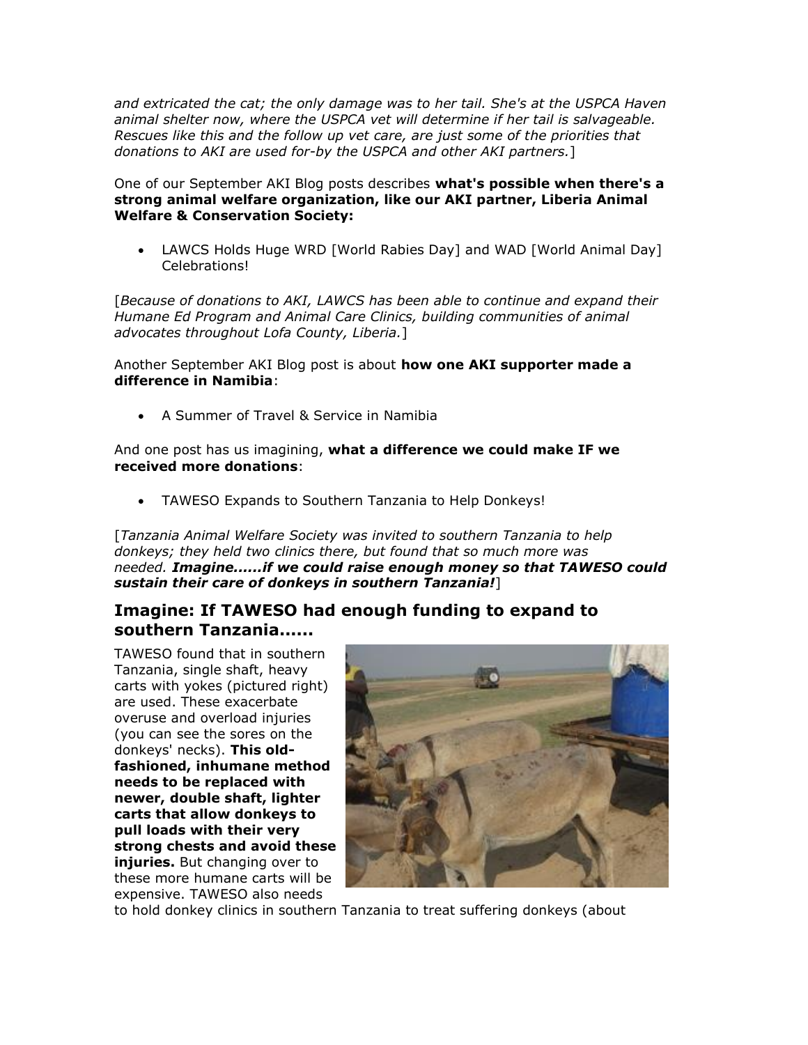*and extricated the cat; the only damage was to her tail. She's at the USPCA Haven animal shelter now, where the USPCA vet will determine if her tail is salvageable. Rescues like this and the follow up vet care, are just some of the priorities that donations to AKI are used for-by the USPCA and other AKI partners.*]

One of our September AKI Blog posts describes **what's possible when there's a strong animal welfare organization, like our AKI partner, Liberia Animal Welfare & Conservation Society:**

- LAWCS Holds Huge WRD [World Rabies Day] and WAD [World Animal Day] Celebrations!

[*Because of donations to AKI, LAWCS has been able to continue and expand their Humane Ed Program and Animal Care Clinics, building communities of animal advocates throughout Lofa County, Liberia.*]

Another September AKI Blog post is about **how one AKI supporter made a difference in Namibia**:

- A Summer of Travel & Service in Namibia

And one post has us imagining, **what a difference we could make IF we received more donations**:

- TAWESO Expands to Southern Tanzania to Help Donkeys!

[*Tanzania Animal Welfare Society was invited to southern Tanzania to help donkeys; they held two clinics there, but found that so much more was needed.* ***Imagine......if we could raise enough money so that TAWESO could sustain their care of donkeys in southern Tanzania!***]

## Imagine: If TAWESO had enough funding to expand to southern Tanzania......

TAWESO found that in southern Tanzania, single shaft, heavy carts with yokes (pictured right) are used. These exacerbate overuse and overload injuries (you can see the sores on the donkeys' necks). **This old-fashioned, inhumane method needs to be replaced with newer, double shaft, lighter carts that allow donkeys to pull loads with their very strong chests and avoid these injuries.** But changing over to these more humane carts will be expensive. TAWESO also needs to hold donkey clinics in southern Tanzania to treat suffering donkeys (about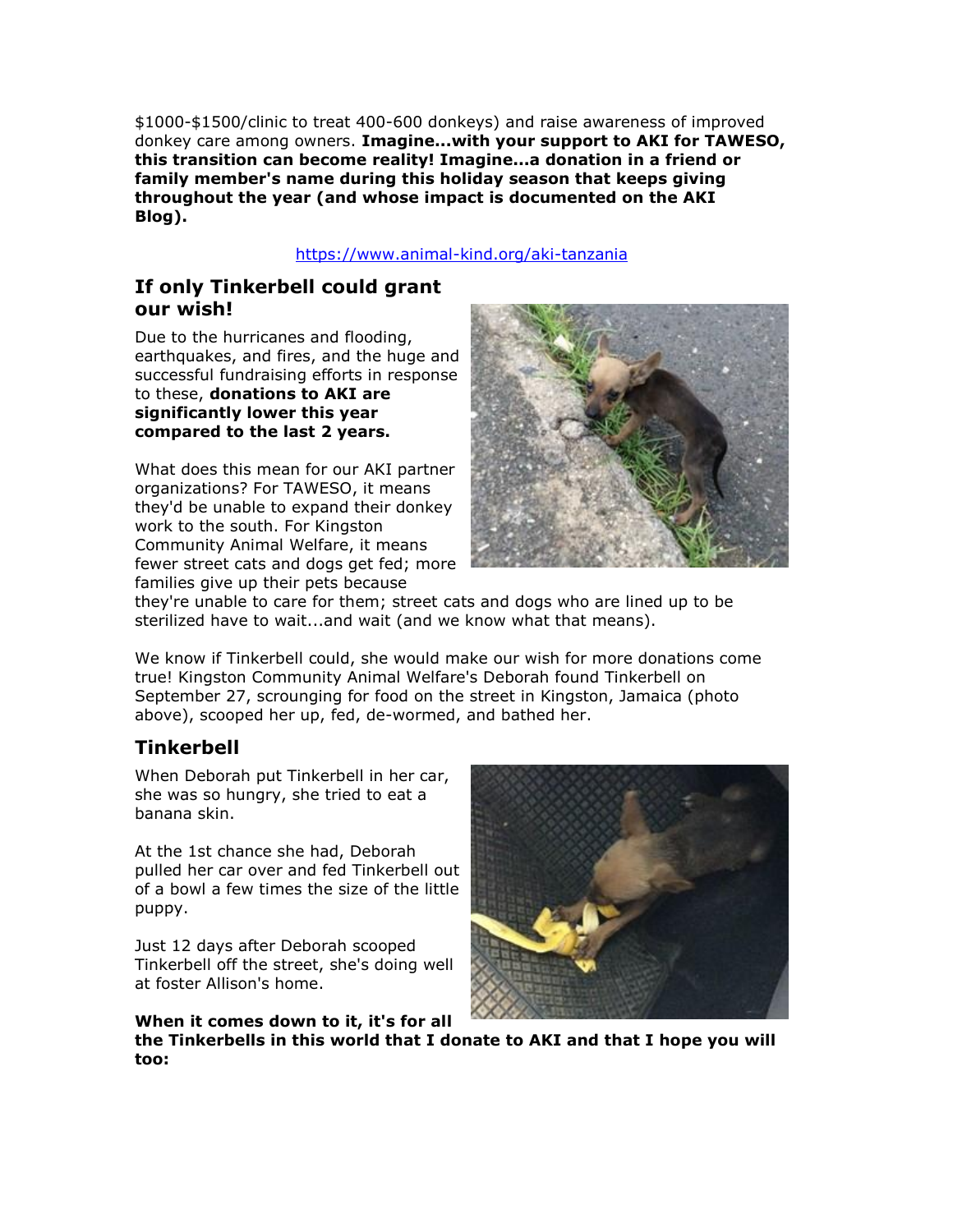$1000-$1500/clinic to treat 400-600 donkeys) and raise awareness of improved donkey care among owners. **Imagine...with your support to AKI for TAWESO, this transition can become reality! Imagine...a donation in a friend or family member's name during this holiday season that keeps giving throughout the year (and whose impact is documented on the AKI Blog).**

https://www.animal-kind.org/aki-tanzania

## If only Tinkerbell could grant our wish!

Due to the hurricanes and flooding, earthquakes, and fires, and the huge and successful fundraising efforts in response to these, **donations to AKI are significantly lower this year compared to the last 2 years.**

What does this mean for our AKI partner organizations? For TAWESO, it means they'd be unable to expand their donkey work to the south. For Kingston Community Animal Welfare, it means fewer street cats and dogs get fed; more families give up their pets because they're unable to care for them; street cats and dogs who are lined up to be sterilized have to wait...and wait (and we know what that means).

We know if Tinkerbell could, she would make our wish for more donations come true! Kingston Community Animal Welfare's Deborah found Tinkerbell on September 27, scrounging for food on the street in Kingston, Jamaica (photo above), scooped her up, fed, de-wormed, and bathed her.

## Tinkerbell

When Deborah put Tinkerbell in her car, she was so hungry, she tried to eat a banana skin.

At the 1st chance she had, Deborah pulled her car over and fed Tinkerbell out of a bowl a few times the size of the little puppy.

Just 12 days after Deborah scooped Tinkerbell off the street, she's doing well at foster Allison's home.

**When it comes down to it, it's for all the Tinkerbells in this world that I donate to AKI and that I hope you will too:**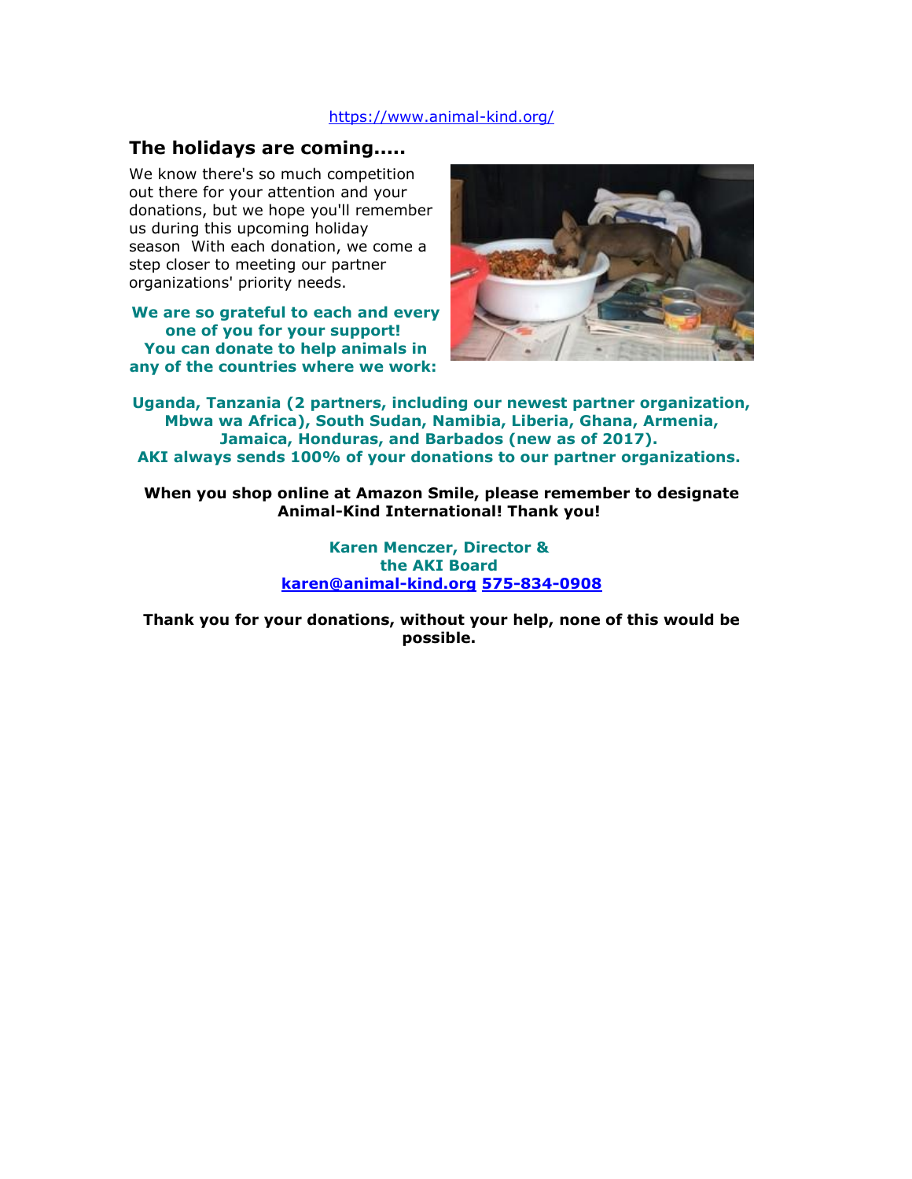https://www.animal-kind.org/

## The holidays are coming.....

We know there's so much competition out there for your attention and your donations, but we hope you'll remember us during this upcoming holiday season  With each donation, we come a step closer to meeting our partner organizations' priority needs.

**We are so grateful to each and every one of you for your support!**
**You can donate to help animals in any of the countries where we work:**

**Uganda, Tanzania (2 partners, including our newest partner organization, Mbwa wa Africa), South Sudan, Namibia, Liberia, Ghana, Armenia, Jamaica, Honduras, and Barbados (new as of 2017).**
**AKI always sends 100% of your donations to our partner organizations.**

**When you shop online at Amazon Smile, please remember to designate Animal-Kind International! Thank you!**

**Karen Menczer, Director &**
**the AKI Board**
**karen@animal-kind.org 575-834-0908**

**Thank you for your donations, without your help, none of this would be possible.**